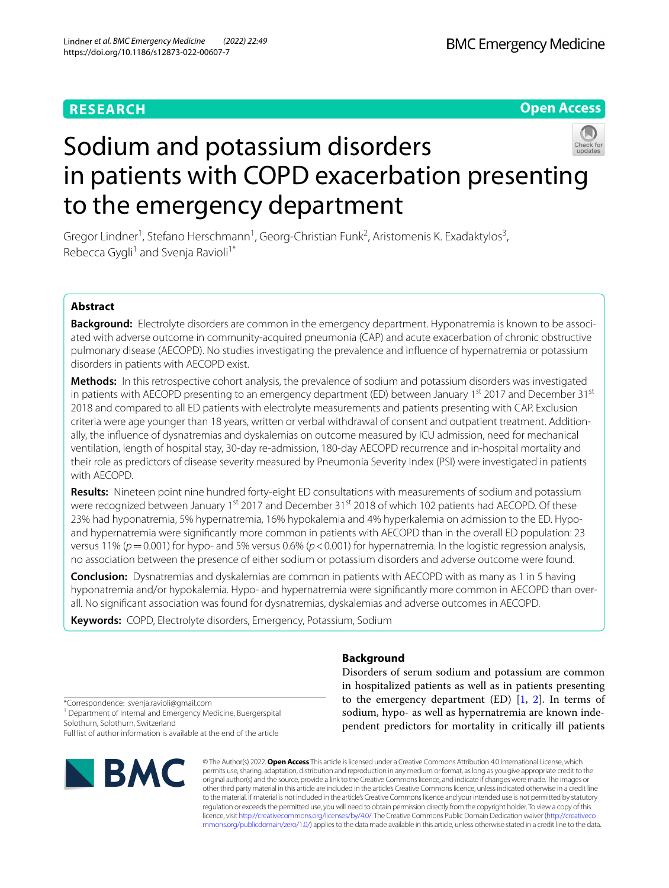RESEARCH

Open Access

# Sodium and potassium disorders in patients with COPD exacerbation presenting to the emergency department

Gregor Lindner[1], Stefano Herschmann[1], Georg-Christian Funk[2], Aristomenis K. Exadaktylos[3], Rebecca Gygli[1] and Svenja Ravioli[1*]

## Abstract

**Background:** Electrolyte disorders are common in the emergency department. Hyponatremia is known to be associated with adverse outcome in community-acquired pneumonia (CAP) and acute exacerbation of chronic obstructive pulmonary disease (AECOPD). No studies investigating the prevalence and influence of hypernatremia or potassium disorders in patients with AECOPD exist.

**Methods:** In this retrospective cohort analysis, the prevalence of sodium and potassium disorders was investigated in patients with AECOPD presenting to an emergency department (ED) between January 1[st] 2017 and December 31[st] 2018 and compared to all ED patients with electrolyte measurements and patients presenting with CAP. Exclusion criteria were age younger than 18 years, written or verbal withdrawal of consent and outpatient treatment. Additionally, the influence of dysnatremias and dyskalemias on outcome measured by ICU admission, need for mechanical ventilation, length of hospital stay, 30-day re-admission, 180-day AECOPD recurrence and in-hospital mortality and their role as predictors of disease severity measured by Pneumonia Severity Index (PSI) were investigated in patients with AECOPD.

**Results:** Nineteen point nine hundred forty-eight ED consultations with measurements of sodium and potassium were recognized between January 1[st] 2017 and December 31[st] 2018 of which 102 patients had AECOPD. Of these 23% had hyponatremia, 5% hypernatremia, 16% hypokalemia and 4% hyperkalemia on admission to the ED. Hypo- and hypernatremia were significantly more common in patients with AECOPD than in the overall ED population: 23 versus 11% ($p = 0.001$) for hypo- and 5% versus 0.6% ($p < 0.001$) for hypernatremia. In the logistic regression analysis, no association between the presence of either sodium or potassium disorders and adverse outcome were found.

**Conclusion:** Dysnatremias and dyskalemias are common in patients with AECOPD with as many as 1 in 5 having hyponatremia and/or hypokalemia. Hypo- and hypernatremia were significantly more common in AECOPD than overall. No significant association was found for dysnatremias, dyskalemias and adverse outcomes in AECOPD.

**Keywords:** COPD, Electrolyte disorders, Emergency, Potassium, Sodium

## Background

Disorders of serum sodium and potassium are common in hospitalized patients as well as in patients presenting to the emergency department (ED) [1, 2]. In terms of sodium, hypo- as well as hypernatremia are known independent predictors for mortality in critically ill patients

*Correspondence: svenja.ravioli@gmail.com
[1] Department of Internal and Emergency Medicine, Buergerspital Solothurn, Solothurn, Switzerland
Full list of author information is available at the end of the article

© The Author(s) 2022. **Open Access** This article is licensed under a Creative Commons Attribution 4.0 International License, which permits use, sharing, adaptation, distribution and reproduction in any medium or format, as long as you give appropriate credit to the original author(s) and the source, provide a link to the Creative Commons licence, and indicate if changes were made. The images or other third party material in this article are included in the article's Creative Commons licence, unless indicated otherwise in a credit line to the material. If material is not included in the article's Creative Commons licence and your intended use is not permitted by statutory regulation or exceeds the permitted use, you will need to obtain permission directly from the copyright holder. To view a copy of this licence, visit http://creativecommons.org/licenses/by/4.0/. The Creative Commons Public Domain Dedication waiver (http://creativecommons.org/publicdomain/zero/1.0/) applies to the data made available in this article, unless otherwise stated in a credit line to the data.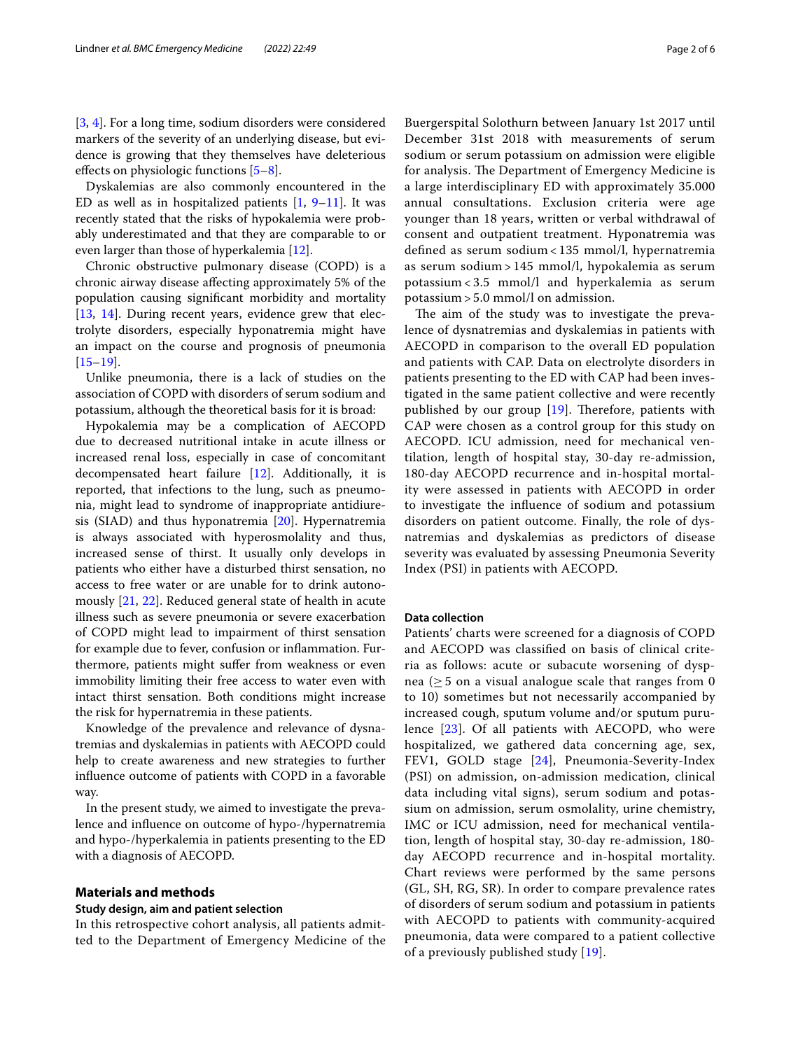[3, 4]. For a long time, sodium disorders were considered markers of the severity of an underlying disease, but evidence is growing that they themselves have deleterious effects on physiologic functions [5–8].

Dyskalemias are also commonly encountered in the ED as well as in hospitalized patients [1, 9–11]. It was recently stated that the risks of hypokalemia were probably underestimated and that they are comparable to or even larger than those of hyperkalemia [12].

Chronic obstructive pulmonary disease (COPD) is a chronic airway disease affecting approximately 5% of the population causing significant morbidity and mortality [13, 14]. During recent years, evidence grew that electrolyte disorders, especially hyponatremia might have an impact on the course and prognosis of pneumonia [15–19].

Unlike pneumonia, there is a lack of studies on the association of COPD with disorders of serum sodium and potassium, although the theoretical basis for it is broad:

Hypokalemia may be a complication of AECOPD due to decreased nutritional intake in acute illness or increased renal loss, especially in case of concomitant decompensated heart failure [12]. Additionally, it is reported, that infections to the lung, such as pneumonia, might lead to syndrome of inappropriate antidiuresis (SIAD) and thus hyponatremia [20]. Hypernatremia is always associated with hyperosmolality and thus, increased sense of thirst. It usually only develops in patients who either have a disturbed thirst sensation, no access to free water or are unable for to drink autonomously [21, 22]. Reduced general state of health in acute illness such as severe pneumonia or severe exacerbation of COPD might lead to impairment of thirst sensation for example due to fever, confusion or inflammation. Furthermore, patients might suffer from weakness or even immobility limiting their free access to water even with intact thirst sensation. Both conditions might increase the risk for hypernatremia in these patients.

Knowledge of the prevalence and relevance of dysnatremias and dyskalemias in patients with AECOPD could help to create awareness and new strategies to further influence outcome of patients with COPD in a favorable way.

In the present study, we aimed to investigate the prevalence and influence on outcome of hypo-/hypernatremia and hypo-/hyperkalemia in patients presenting to the ED with a diagnosis of AECOPD.

## Materials and methods

### Study design, aim and patient selection

In this retrospective cohort analysis, all patients admitted to the Department of Emergency Medicine of the Buergerspital Solothurn between January 1st 2017 until December 31st 2018 with measurements of serum sodium or serum potassium on admission were eligible for analysis. The Department of Emergency Medicine is a large interdisciplinary ED with approximately 35.000 annual consultations. Exclusion criteria were age younger than 18 years, written or verbal withdrawal of consent and outpatient treatment. Hyponatremia was defined as serum sodium < 135 mmol/l, hypernatremia as serum sodium > 145 mmol/l, hypokalemia as serum potassium < 3.5 mmol/l and hyperkalemia as serum potassium > 5.0 mmol/l on admission.

The aim of the study was to investigate the prevalence of dysnatremias and dyskalemias in patients with AECOPD in comparison to the overall ED population and patients with CAP. Data on electrolyte disorders in patients presenting to the ED with CAP had been investigated in the same patient collective and were recently published by our group [19]. Therefore, patients with CAP were chosen as a control group for this study on AECOPD. ICU admission, need for mechanical ventilation, length of hospital stay, 30-day re-admission, 180-day AECOPD recurrence and in-hospital mortality were assessed in patients with AECOPD in order to investigate the influence of sodium and potassium disorders on patient outcome. Finally, the role of dysnatremias and dyskalemias as predictors of disease severity was evaluated by assessing Pneumonia Severity Index (PSI) in patients with AECOPD.

### Data collection

Patients' charts were screened for a diagnosis of COPD and AECOPD was classified on basis of clinical criteria as follows: acute or subacute worsening of dyspnea ($\geq$ 5 on a visual analogue scale that ranges from 0 to 10) sometimes but not necessarily accompanied by increased cough, sputum volume and/or sputum purulence [23]. Of all patients with AECOPD, who were hospitalized, we gathered data concerning age, sex, FEV1, GOLD stage [24], Pneumonia-Severity-Index (PSI) on admission, on-admission medication, clinical data including vital signs), serum sodium and potassium on admission, serum osmolality, urine chemistry, IMC or ICU admission, need for mechanical ventilation, length of hospital stay, 30-day re-admission, 180-day AECOPD recurrence and in-hospital mortality. Chart reviews were performed by the same persons (GL, SH, RG, SR). In order to compare prevalence rates of disorders of serum sodium and potassium in patients with AECOPD to patients with community-acquired pneumonia, data were compared to a patient collective of a previously published study [19].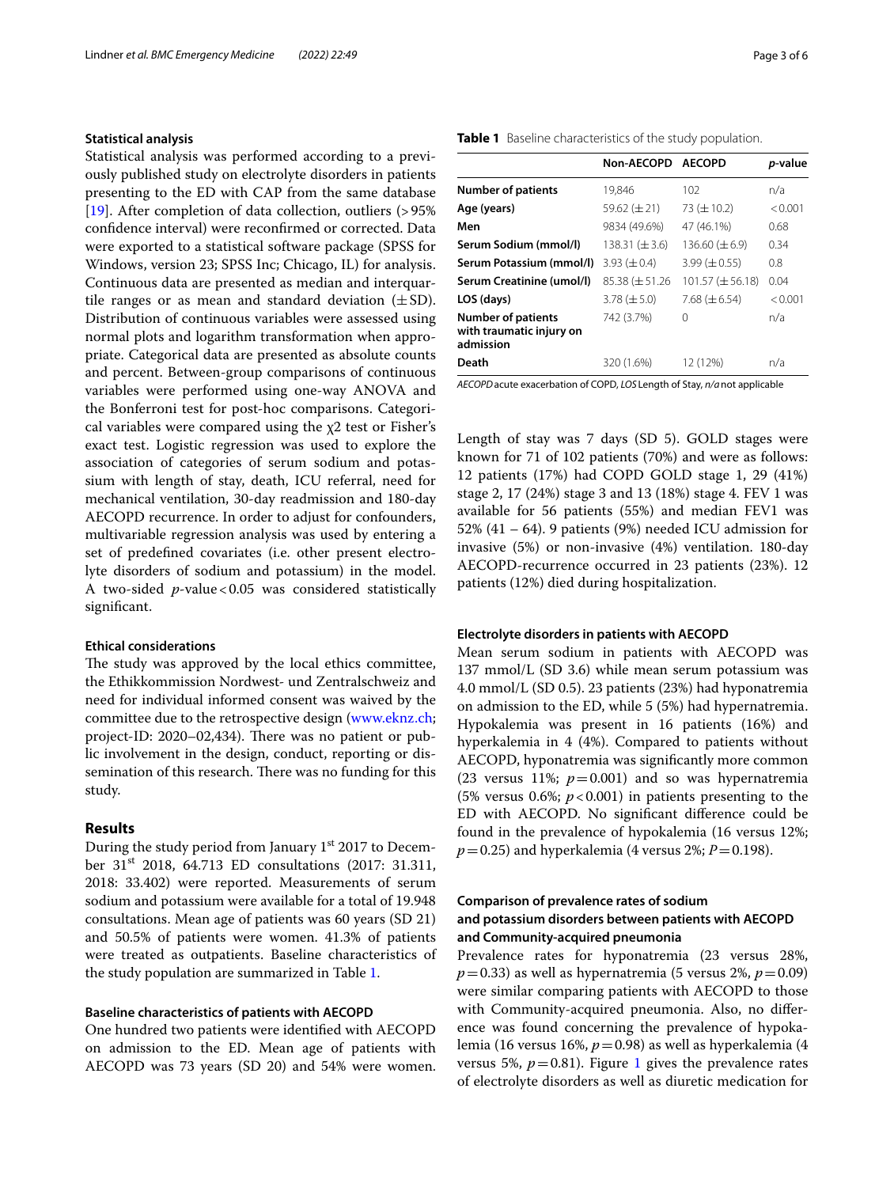### Statistical analysis

Statistical analysis was performed according to a previously published study on electrolyte disorders in patients presenting to the ED with CAP from the same database [19]. After completion of data collection, outliers (>95% confidence interval) were reconfirmed or corrected. Data were exported to a statistical software package (SPSS for Windows, version 23; SPSS Inc; Chicago, IL) for analysis. Continuous data are presented as median and interquartile ranges or as mean and standard deviation (±SD). Distribution of continuous variables were assessed using normal plots and logarithm transformation when appropriate. Categorical data are presented as absolute counts and percent. Between-group comparisons of continuous variables were performed using one-way ANOVA and the Bonferroni test for post-hoc comparisons. Categorical variables were compared using the $\chi 2$ test or Fisher's exact test. Logistic regression was used to explore the association of categories of serum sodium and potassium with length of stay, death, ICU referral, need for mechanical ventilation, 30-day readmission and 180-day AECOPD recurrence. In order to adjust for confounders, multivariable regression analysis was used by entering a set of predefined covariates (i.e. other present electrolyte disorders of sodium and potassium) in the model. A two-sided *p*-value <0.05 was considered statistically significant.

### Ethical considerations

The study was approved by the local ethics committee, the Ethikkommission Nordwest- und Zentralschweiz and need for individual informed consent was waived by the committee due to the retrospective design (www.eknz.ch; project-ID: 2020–02,434). There was no patient or public involvement in the design, conduct, reporting or dissemination of this research. There was no funding for this study.

## Results

During the study period from January 1st 2017 to December 31st 2018, 64.713 ED consultations (2017: 31.311, 2018: 33.402) were reported. Measurements of serum sodium and potassium were available for a total of 19.948 consultations. Mean age of patients was 60 years (SD 21) and 50.5% of patients were women. 41.3% of patients were treated as outpatients. Baseline characteristics of the study population are summarized in Table 1.

**Table 1** Baseline characteristics of the study population.

| | Non-AECOPD | AECOPD | *p*-value |
|---|---|---|---|
| **Number of patients** | 19,846 | 102 | n/a |
| **Age (years)** | 59.62 (±21) | 73 (±10.2) | <0.001 |
| **Men** | 9834 (49.6%) | 47 (46.1%) | 0.68 |
| **Serum Sodium (mmol/l)** | 138.31 (±3.6) | 136.60 (±6.9) | 0.34 |
| **Serum Potassium (mmol/l)** | 3.93 (±0.4) | 3.99 (±0.55) | 0.8 |
| **Serum Creatinine (umol/l)** | 85.38 (±51.26 | 101.57 (±56.18) | 0.04 |
| **LOS (days)** | 3.78 (±5.0) | 7.68 (±6.54) | <0.001 |
| **Number of patients with traumatic injury on admission** | 742 (3.7%) | 0 | n/a |
| **Death** | 320 (1.6%) | 12 (12%) | n/a |

*AECOPD* acute exacerbation of COPD, *LOS* Length of Stay, *n/a* not applicable

### Baseline characteristics of patients with AECOPD

One hundred two patients were identified with AECOPD on admission to the ED. Mean age of patients with AECOPD was 73 years (SD 20) and 54% were women. Length of stay was 7 days (SD 5). GOLD stages were known for 71 of 102 patients (70%) and were as follows: 12 patients (17%) had COPD GOLD stage 1, 29 (41%) stage 2, 17 (24%) stage 3 and 13 (18%) stage 4. FEV 1 was available for 56 patients (55%) and median FEV1 was 52% (41 – 64). 9 patients (9%) needed ICU admission for invasive (5%) or non-invasive (4%) ventilation. 180-day AECOPD-recurrence occurred in 23 patients (23%). 12 patients (12%) died during hospitalization.

### Electrolyte disorders in patients with AECOPD

Mean serum sodium in patients with AECOPD was 137 mmol/L (SD 3.6) while mean serum potassium was 4.0 mmol/L (SD 0.5). 23 patients (23%) had hyponatremia on admission to the ED, while 5 (5%) had hypernatremia. Hypokalemia was present in 16 patients (16%) and hyperkalemia in 4 (4%). Compared to patients without AECOPD, hyponatremia was significantly more common (23 versus 11%; $p=0.001$) and so was hypernatremia (5% versus 0.6%; $p<0.001$) in patients presenting to the ED with AECOPD. No significant difference could be found in the prevalence of hypokalemia (16 versus 12%; $p=0.25$) and hyperkalemia (4 versus 2%; $P=0.198$).

### Comparison of prevalence rates of sodium and potassium disorders between patients with AECOPD and Community-acquired pneumonia

Prevalence rates for hyponatremia (23 versus 28%, $p=0.33$) as well as hypernatremia (5 versus 2%, $p=0.09$) were similar comparing patients with AECOPD to those with Community-acquired pneumonia. Also, no difference was found concerning the prevalence of hypokalemia (16 versus 16%, $p=0.98$) as well as hyperkalemia (4 versus 5%, $p=0.81$). Figure 1 gives the prevalence rates of electrolyte disorders as well as diuretic medication for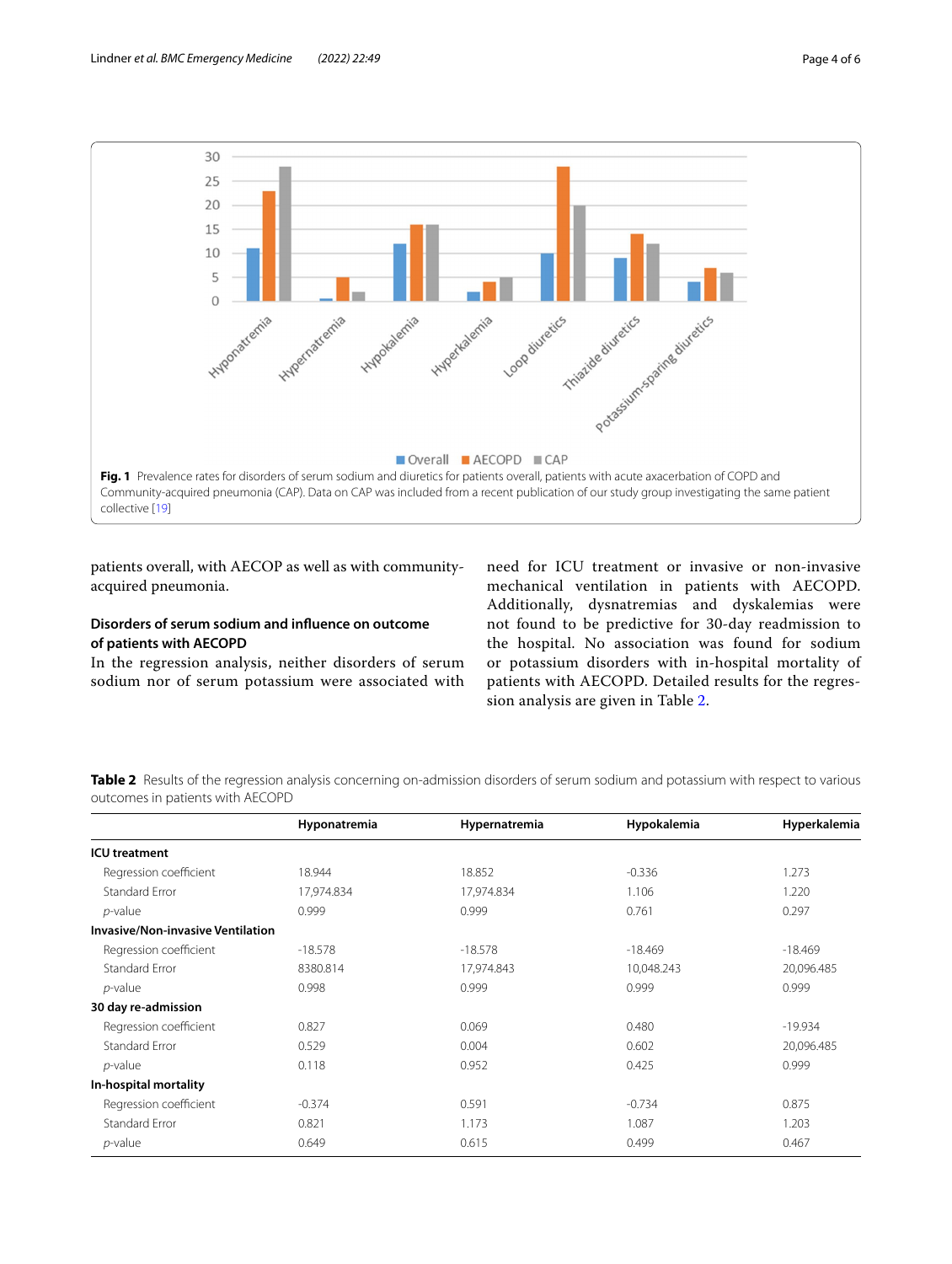Fig. 1 Prevalence rates for disorders of serum sodium and diuretics for patients overall, patients with acute exacerbation of COPD and Community-acquired pneumonia (CAP). Data on CAP was included from a recent publication of our study group investigating the same patient collective [19]

patients overall, with AECOP as well as with community-acquired pneumonia.

### Disorders of serum sodium and influence on outcome of patients with AECOPD

In the regression analysis, neither disorders of serum sodium nor of serum potassium were associated with need for ICU treatment or invasive or non-invasive mechanical ventilation in patients with AECOPD. Additionally, dysnatremias and dyskalemias were not found to be predictive for 30-day readmission to the hospital. No association was found for sodium or potassium disorders with in-hospital mortality of patients with AECOPD. Detailed results for the regression analysis are given in Table 2.

**Table 2** Results of the regression analysis concerning on-admission disorders of serum sodium and potassium with respect to various outcomes in patients with AECOPD

| | Hyponatremia | Hypernatremia | Hypokalemia | Hyperkalemia |
|---|---|---|---|---|
| **ICU treatment** | | | | |
| Regression coefficient | 18.944 | 18.852 | -0.336 | 1.273 |
| Standard Error | 17,974.834 | 17,974.834 | 1.106 | 1.220 |
| *p*-value | 0.999 | 0.999 | 0.761 | 0.297 |
| **Invasive/Non-invasive Ventilation** | | | | |
| Regression coefficient | -18.578 | -18.578 | -18.469 | -18.469 |
| Standard Error | 8380.814 | 17,974.843 | 10,048.243 | 20,096.485 |
| *p*-value | 0.998 | 0.999 | 0.999 | 0.999 |
| **30 day re-admission** | | | | |
| Regression coefficient | 0.827 | 0.069 | 0.480 | -19.934 |
| Standard Error | 0.529 | 0.004 | 0.602 | 20,096.485 |
| *p*-value | 0.118 | 0.952 | 0.425 | 0.999 |
| **In-hospital mortality** | | | | |
| Regression coefficient | -0.374 | 0.591 | -0.734 | 0.875 |
| Standard Error | 0.821 | 1.173 | 1.087 | 1.203 |
| *p*-value | 0.649 | 0.615 | 0.499 | 0.467 |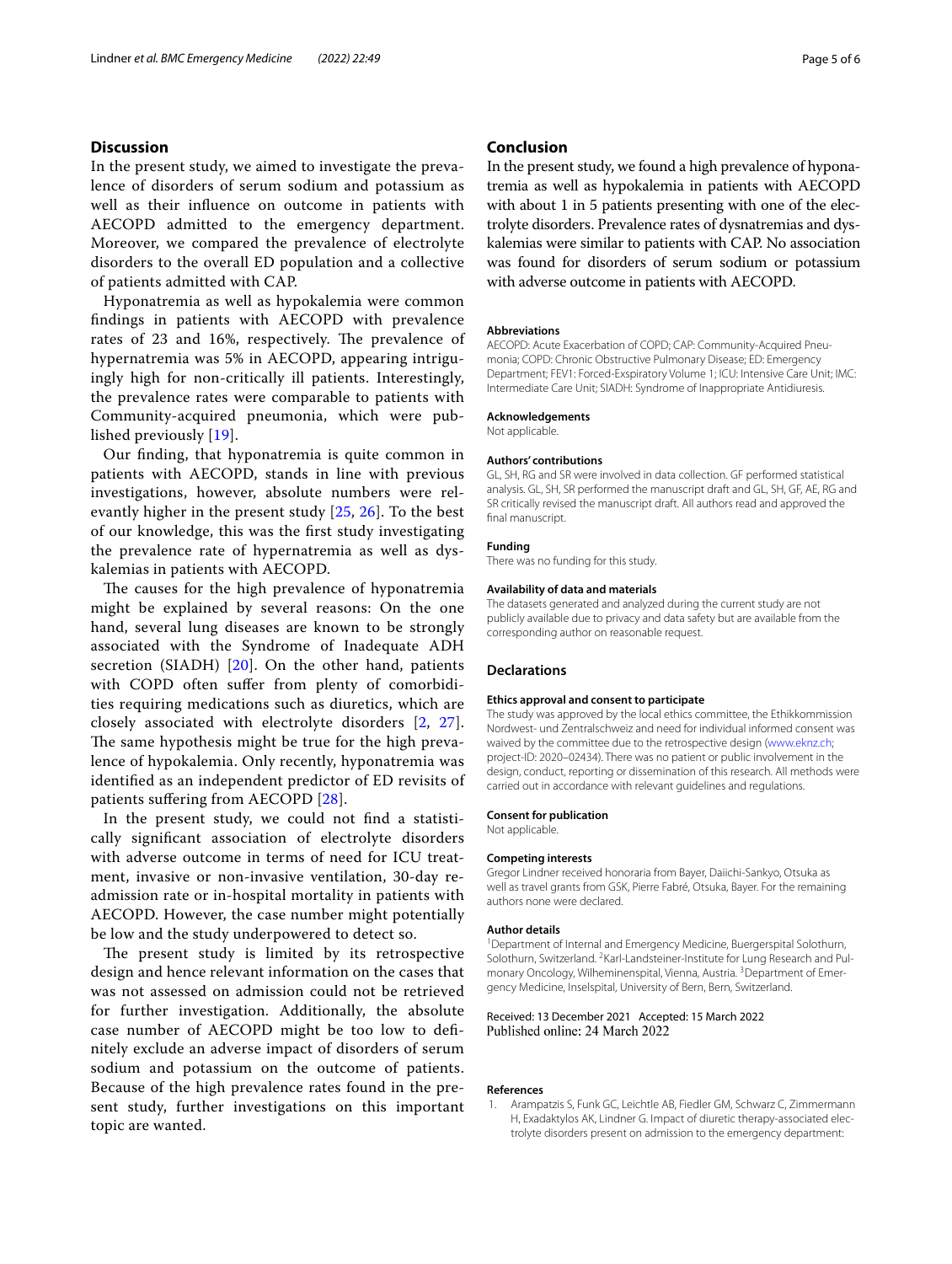## Discussion

In the present study, we aimed to investigate the prevalence of disorders of serum sodium and potassium as well as their influence on outcome in patients with AECOPD admitted to the emergency department. Moreover, we compared the prevalence of electrolyte disorders to the overall ED population and a collective of patients admitted with CAP.

Hyponatremia as well as hypokalemia were common findings in patients with AECOPD with prevalence rates of 23 and 16%, respectively. The prevalence of hypernatremia was 5% in AECOPD, appearing intriguingly high for non-critically ill patients. Interestingly, the prevalence rates were comparable to patients with Community-acquired pneumonia, which were published previously [19].

Our finding, that hyponatremia is quite common in patients with AECOPD, stands in line with previous investigations, however, absolute numbers were relevantly higher in the present study [25, 26]. To the best of our knowledge, this was the first study investigating the prevalence rate of hypernatremia as well as dyskalemias in patients with AECOPD.

The causes for the high prevalence of hyponatremia might be explained by several reasons: On the one hand, several lung diseases are known to be strongly associated with the Syndrome of Inadequate ADH secretion (SIADH) [20]. On the other hand, patients with COPD often suffer from plenty of comorbidities requiring medications such as diuretics, which are closely associated with electrolyte disorders [2, 27]. The same hypothesis might be true for the high prevalence of hypokalemia. Only recently, hyponatremia was identified as an independent predictor of ED revisits of patients suffering from AECOPD [28].

In the present study, we could not find a statistically significant association of electrolyte disorders with adverse outcome in terms of need for ICU treatment, invasive or non-invasive ventilation, 30-day re-admission rate or in-hospital mortality in patients with AECOPD. However, the case number might potentially be low and the study underpowered to detect so.

The present study is limited by its retrospective design and hence relevant information on the cases that was not assessed on admission could not be retrieved for further investigation. Additionally, the absolute case number of AECOPD might be too low to definitely exclude an adverse impact of disorders of serum sodium and potassium on the outcome of patients. Because of the high prevalence rates found in the present study, further investigations on this important topic are wanted.

## Conclusion

In the present study, we found a high prevalence of hyponatremia as well as hypokalemia in patients with AECOPD with about 1 in 5 patients presenting with one of the electrolyte disorders. Prevalence rates of dysnatremias and dyskalemias were similar to patients with CAP. No association was found for disorders of serum sodium or potassium with adverse outcome in patients with AECOPD.

#### Abbreviations

AECOPD: Acute Exacerbation of COPD; CAP: Community-Acquired Pneumonia; COPD: Chronic Obstructive Pulmonary Disease; ED: Emergency Department; FEV1: Forced-Exspiratory Volume 1; ICU: Intensive Care Unit; IMC: Intermediate Care Unit; SIADH: Syndrome of Inappropriate Antidiuresis.

#### Acknowledgements

Not applicable.

#### Authors' contributions

GL, SH, RG and SR were involved in data collection. GF performed statistical analysis. GL, SH, SR performed the manuscript draft and GL, SH, GF, AE, RG and SR critically revised the manuscript draft. All authors read and approved the final manuscript.

#### Funding

There was no funding for this study.

#### Availability of data and materials

The datasets generated and analyzed during the current study are not publicly available due to privacy and data safety but are available from the corresponding author on reasonable request.

### Declarations

#### Ethics approval and consent to participate

The study was approved by the local ethics committee, the Ethikkommission Nordwest- und Zentralschweiz and need for individual informed consent was waived by the committee due to the retrospective design (www.eknz.ch; project-ID: 2020–02434). There was no patient or public involvement in the design, conduct, reporting or dissemination of this research. All methods were carried out in accordance with relevant guidelines and regulations.

#### Consent for publication

Not applicable.

#### Competing interests

Gregor Lindner received honoraria from Bayer, Daiichi-Sankyo, Otsuka as well as travel grants from GSK, Pierre Fabré, Otsuka, Bayer. For the remaining authors none were declared.

#### Author details

[1]Department of Internal and Emergency Medicine, Buergerspital Solothurn, Solothurn, Switzerland. [2]Karl-Landsteiner-Institute for Lung Research and Pulmonary Oncology, Wilheminenspital, Vienna, Austria. [3]Department of Emergency Medicine, Inselspital, University of Bern, Bern, Switzerland.

Received: 13 December 2021 Accepted: 15 March 2022
Published online: 24 March 2022

#### References

1. Arampatzis S, Funk GC, Leichtle AB, Fiedler GM, Schwarz C, Zimmermann H, Exadaktylos AK, Lindner G. Impact of diuretic therapy-associated electrolyte disorders present on admission to the emergency department: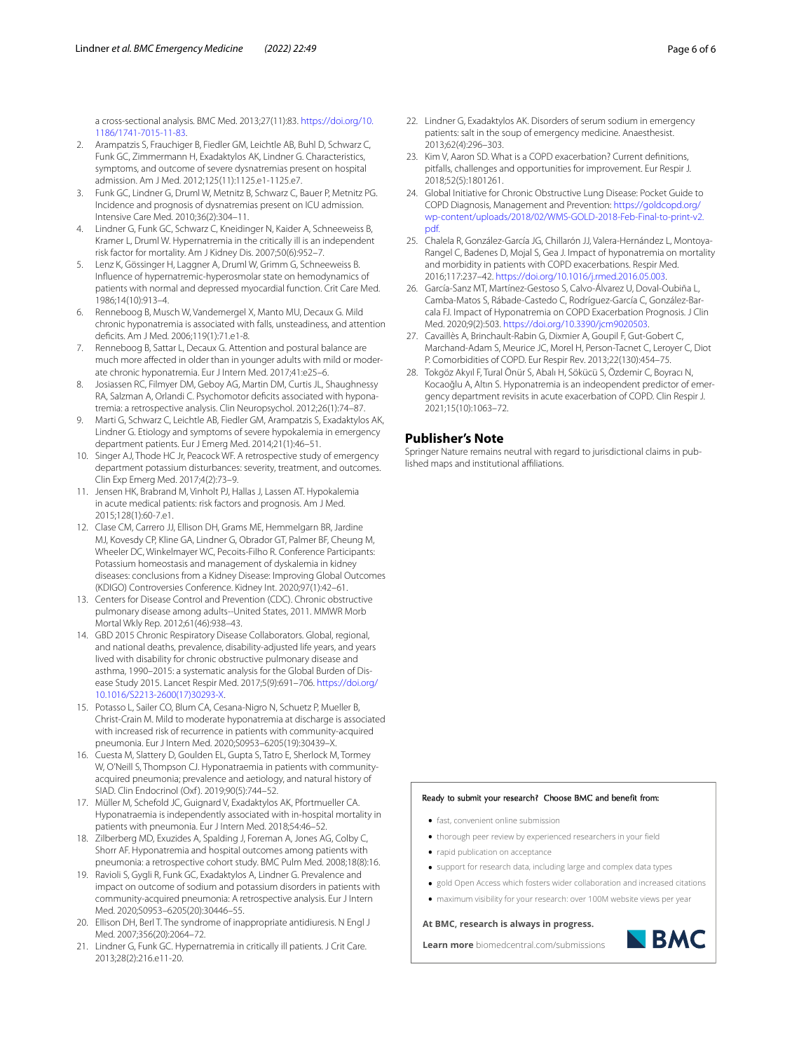a cross-sectional analysis. BMC Med. 2013;27(11):83. https://doi.org/10.1186/1741-7015-11-83.

2. Arampatzis S, Frauchiger B, Fiedler GM, Leichtle AB, Buhl D, Schwarz C, Funk GC, Zimmermann H, Exadaktylos AK, Lindner G. Characteristics, symptoms, and outcome of severe dysnatremias present on hospital admission. Am J Med. 2012;125(11):1125.e1-1125.e7.
3. Funk GC, Lindner G, Druml W, Metnitz B, Schwarz C, Bauer P, Metnitz PG. Incidence and prognosis of dysnatremias present on ICU admission. Intensive Care Med. 2010;36(2):304–11.
4. Lindner G, Funk GC, Schwarz C, Kneidinger N, Kaider A, Schneeweiss B, Kramer L, Druml W. Hypernatremia in the critically ill is an independent risk factor for mortality. Am J Kidney Dis. 2007;50(6):952–7.
5. Lenz K, Gössinger H, Laggner A, Druml W, Grimm G, Schneeweiss B. Influence of hypernatremic-hyperosmolar state on hemodynamics of patients with normal and depressed myocardial function. Crit Care Med. 1986;14(10):913–4.
6. Renneboog B, Musch W, Vandemergel X, Manto MU, Decaux G. Mild chronic hyponatremia is associated with falls, unsteadiness, and attention deficits. Am J Med. 2006;119(1):71.e1-8.
7. Renneboog B, Sattar L, Decaux G. Attention and postural balance are much more affected in older than in younger adults with mild or moderate chronic hyponatremia. Eur J Intern Med. 2017;41:e25–6.
8. Josiassen RC, Filmyer DM, Geboy AG, Martin DM, Curtis JL, Shaughnessy RA, Salzman A, Orlandi C. Psychomotor deficits associated with hyponatremia: a retrospective analysis. Clin Neuropsychol. 2012;26(1):74–87.
9. Marti G, Schwarz C, Leichtle AB, Fiedler GM, Arampatzis S, Exadaktylos AK, Lindner G. Etiology and symptoms of severe hypokalemia in emergency department patients. Eur J Emerg Med. 2014;21(1):46–51.
10. Singer AJ, Thode HC Jr, Peacock WF. A retrospective study of emergency department potassium disturbances: severity, treatment, and outcomes. Clin Exp Emerg Med. 2017;4(2):73–9.
11. Jensen HK, Brabrand M, Vinholt PJ, Hallas J, Lassen AT. Hypokalemia in acute medical patients: risk factors and prognosis. Am J Med. 2015;128(1):60-7.e1.
12. Clase CM, Carrero JJ, Ellison DH, Grams ME, Hemmelgarn BR, Jardine MJ, Kovesdy CP, Kline GA, Lindner G, Obrador GT, Palmer BF, Cheung M, Wheeler DC, Winkelmayer WC, Pecoits-Filho R. Conference Participants: Potassium homeostasis and management of dyskalemia in kidney diseases: conclusions from a Kidney Disease: Improving Global Outcomes (KDIGO) Controversies Conference. Kidney Int. 2020;97(1):42–61.
13. Centers for Disease Control and Prevention (CDC). Chronic obstructive pulmonary disease among adults--United States, 2011. MMWR Morb Mortal Wkly Rep. 2012;61(46):938–43.
14. GBD 2015 Chronic Respiratory Disease Collaborators. Global, regional, and national deaths, prevalence, disability-adjusted life years, and years lived with disability for chronic obstructive pulmonary disease and asthma, 1990–2015: a systematic analysis for the Global Burden of Disease Study 2015. Lancet Respir Med. 2017;5(9):691–706. https://doi.org/10.1016/S2213-2600(17)30293-X.
15. Potasso L, Sailer CO, Blum CA, Cesana-Nigro N, Schuetz P, Mueller B, Christ-Crain M. Mild to moderate hyponatremia at discharge is associated with increased risk of recurrence in patients with community-acquired pneumonia. Eur J Intern Med. 2020;S0953–6205(19):30439–X.
16. Cuesta M, Slattery D, Goulden EL, Gupta S, Tatro E, Sherlock M, Tormey W, O'Neill S, Thompson CJ. Hyponatraemia in patients with community-acquired pneumonia; prevalence and aetiology, and natural history of SIAD. Clin Endocrinol (Oxf). 2019;90(5):744–52.
17. Müller M, Schefold JC, Guignard V, Exadaktylos AK, Pfortmueller CA. Hyponatraemia is independently associated with in-hospital mortality in patients with pneumonia. Eur J Intern Med. 2018;54:46–52.
18. Zilberberg MD, Exuzides A, Spalding J, Foreman A, Jones AG, Colby C, Shorr AF. Hyponatremia and hospital outcomes among patients with pneumonia: a retrospective cohort study. BMC Pulm Med. 2008;18(8):16.
19. Ravioli S, Gygli R, Funk GC, Exadaktylos A, Lindner G. Prevalence and impact on outcome of sodium and potassium disorders in patients with community-acquired pneumonia: A retrospective analysis. Eur J Intern Med. 2020;S0953–6205(20):30446–55.
20. Ellison DH, Berl T. The syndrome of inappropriate antidiuresis. N Engl J Med. 2007;356(20):2064–72.
21. Lindner G, Funk GC. Hypernatremia in critically ill patients. J Crit Care. 2013;28(2):216.e11-20.
22. Lindner G, Exadaktylos AK. Disorders of serum sodium in emergency patients: salt in the soup of emergency medicine. Anaesthesist. 2013;62(4):296–303.
23. Kim V, Aaron SD. What is a COPD exacerbation? Current definitions, pitfalls, challenges and opportunities for improvement. Eur Respir J. 2018;52(5):1801261.
24. Global Initiative for Chronic Obstructive Lung Disease: Pocket Guide to COPD Diagnosis, Management and Prevention: https://goldcopd.org/wp-content/uploads/2018/02/WMS-GOLD-2018-Feb-Final-to-print-v2.pdf.
25. Chalela R, González-García JG, Chillarón JJ, Valera-Hernández L, Montoya-Rangel C, Badenes D, Mojal S, Gea J. Impact of hyponatremia on mortality and morbidity in patients with COPD exacerbations. Respir Med. 2016;117:237–42. https://doi.org/10.1016/j.rmed.2016.05.003.
26. García-Sanz MT, Martínez-Gestoso S, Calvo-Álvarez U, Doval-Oubiña L, Camba-Matos S, Rábade-Castedo C, Rodríguez-García C, González-Barcala FJ. Impact of Hyponatremia on COPD Exacerbation Prognosis. J Clin Med. 2020;9(2):503. https://doi.org/10.3390/jcm9020503.
27. Cavaillès A, Brinchault-Rabin G, Dixmier A, Goupil F, Gut-Gobert C, Marchand-Adam S, Meurice JC, Morel H, Person-Tacnet C, Leroyer C, Diot P. Comorbidities of COPD. Eur Respir Rev. 2013;22(130):454–75.
28. Tokgöz Akyıl F, Tural Önür S, Abalı H, Sökücü S, Özdemir C, Boyracı N, Kocaoğlu A, Altın S. Hyponatremia is an indeopendent predictor of emergency department revisits in acute exacerbation of COPD. Clin Respir J. 2021;15(10):1063–72.

## Publisher's Note

Springer Nature remains neutral with regard to jurisdictional claims in published maps and institutional affiliations.

Ready to submit your research? Choose BMC and benefit from:

- fast, convenient online submission
- thorough peer review by experienced researchers in your field
- rapid publication on acceptance
- support for research data, including large and complex data types
- gold Open Access which fosters wider collaboration and increased citations
- maximum visibility for your research: over 100M website views per year

**At BMC, research is always in progress.**

**Learn more** biomedcentral.com/submissions